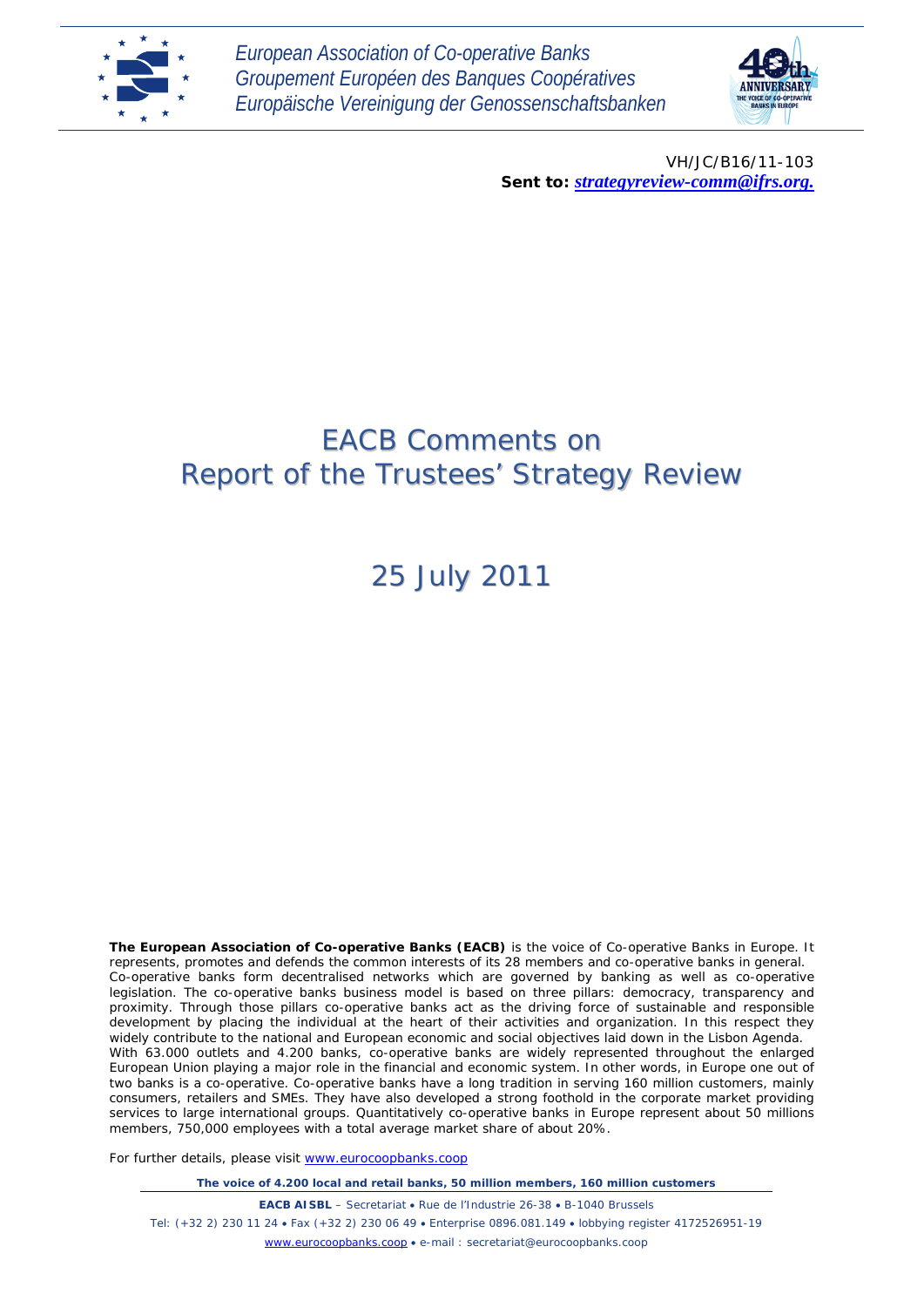European Association of Co-operative Banks
Groupement Européen des Banques Coopératives
Europäische Vereinigung der Genossenschaftsbanken

VH/JC/B16/11-103
**Sent to:** ***strategyreview-comm@ifrs.org.***

# EACB Comments on Report of the Trustees' Strategy Review

## 25 July 2011

**The European Association of Co-operative Banks (EACB)** is the voice of Co-operative Banks in Europe. It represents, promotes and defends the common interests of its 28 members and co-operative banks in general. Co-operative banks form decentralised networks which are governed by banking as well as co-operative legislation. The co-operative banks business model is based on three pillars: democracy, transparency and proximity. Through those pillars co-operative banks act as the driving force of sustainable and responsible development by placing the individual at the heart of their activities and organization. In this respect they widely contribute to the national and European economic and social objectives laid down in the Lisbon Agenda.
With 63.000 outlets and 4.200 banks, co-operative banks are widely represented throughout the enlarged European Union playing a major role in the financial and economic system. In other words, in Europe one out of two banks is a co-operative. Co-operative banks have a long tradition in serving 160 million customers, mainly consumers, retailers and SMEs. They have also developed a strong foothold in the corporate market providing services to large international groups. Quantitatively co-operative banks in Europe represent about 50 millions members, 750,000 employees with a total average market share of about 20%.

For further details, please visit www.eurocoopbanks.coop

**The voice of 4.200 local and retail banks, 50 million members, 160 million customers**

**EACB AISBL** – Secretariat • Rue de l'Industrie 26-38 • B-1040 Brussels
Tel: (+32 2) 230 11 24 • Fax (+32 2) 230 06 49 • Enterprise 0896.081.149 • lobbying register 4172526951-19
www.eurocoopbanks.coop • e-mail : secretariat@eurocoopbanks.coop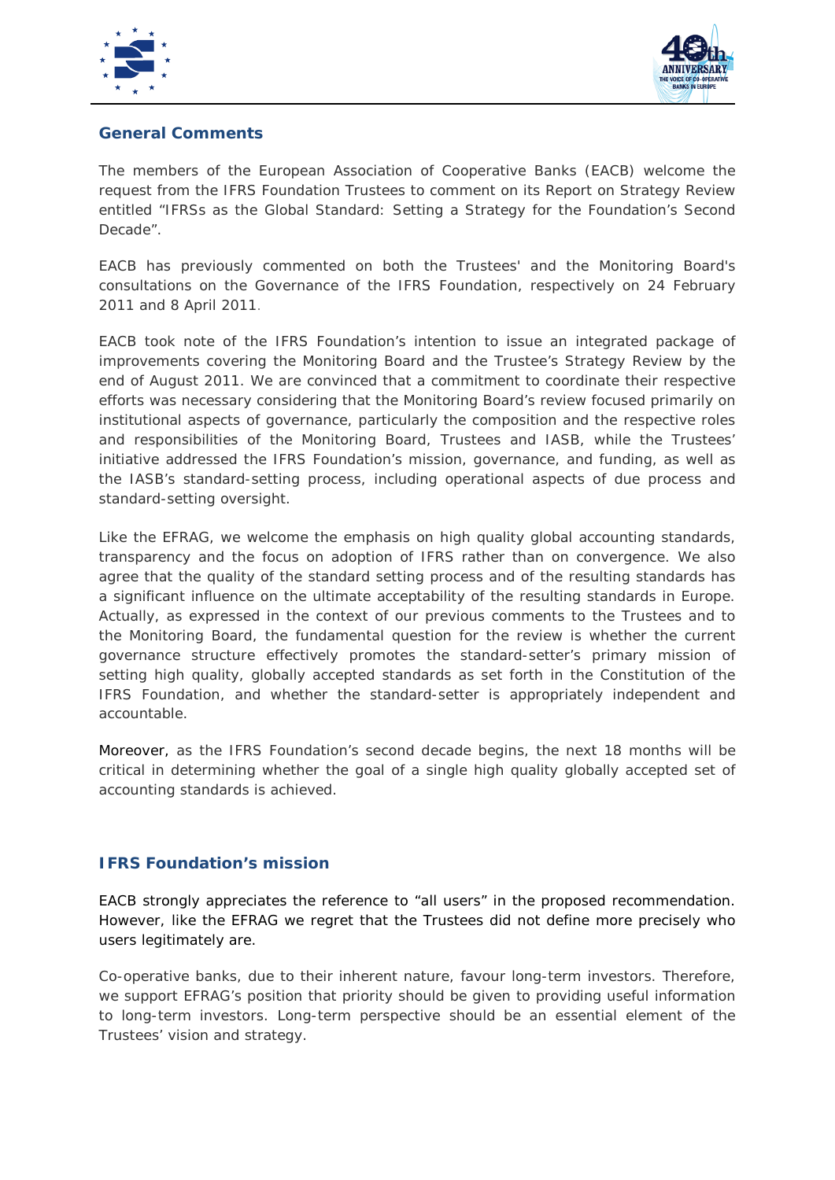## General Comments

The members of the European Association of Cooperative Banks (EACB) welcome the request from the IFRS Foundation Trustees to comment on its Report on Strategy Review entitled "IFRSs as the Global Standard: Setting a Strategy for the Foundation's Second Decade".

EACB has previously commented on both the Trustees' and the Monitoring Board's consultations on the Governance of the IFRS Foundation, respectively on 24 February 2011 and 8 April 2011.

EACB took note of the IFRS Foundation's intention to issue an integrated package of improvements covering the Monitoring Board and the Trustee's Strategy Review by the end of August 2011. We are convinced that a commitment to coordinate their respective efforts was necessary considering that the Monitoring Board's review focused primarily on institutional aspects of governance, particularly the composition and the respective roles and responsibilities of the Monitoring Board, Trustees and IASB, while the Trustees' initiative addressed the IFRS Foundation's mission, governance, and funding, as well as the IASB's standard-setting process, including operational aspects of due process and standard-setting oversight.

Like the EFRAG, we welcome the emphasis on high quality global accounting standards, transparency and the focus on adoption of IFRS rather than on convergence. We also agree that the quality of the standard setting process and of the resulting standards has a significant influence on the ultimate acceptability of the resulting standards in Europe. Actually, as expressed in the context of our previous comments to the Trustees and to the Monitoring Board, the fundamental question for the review is whether the current governance structure effectively promotes the standard-setter's primary mission of setting high quality, globally accepted standards as set forth in the Constitution of the IFRS Foundation, and whether the standard-setter is appropriately independent and accountable.

Moreover, as the IFRS Foundation's second decade begins, the next 18 months will be critical in determining whether the goal of a single high quality globally accepted set of accounting standards is achieved.

## IFRS Foundation's mission

EACB strongly appreciates the reference to "all users" in the proposed recommendation. However, like the EFRAG we regret that the Trustees did not define more precisely who users legitimately are.

Co-operative banks, due to their inherent nature, favour long-term investors. Therefore, we support EFRAG's position that priority should be given to providing useful information to long-term investors. Long-term perspective should be an essential element of the Trustees' vision and strategy.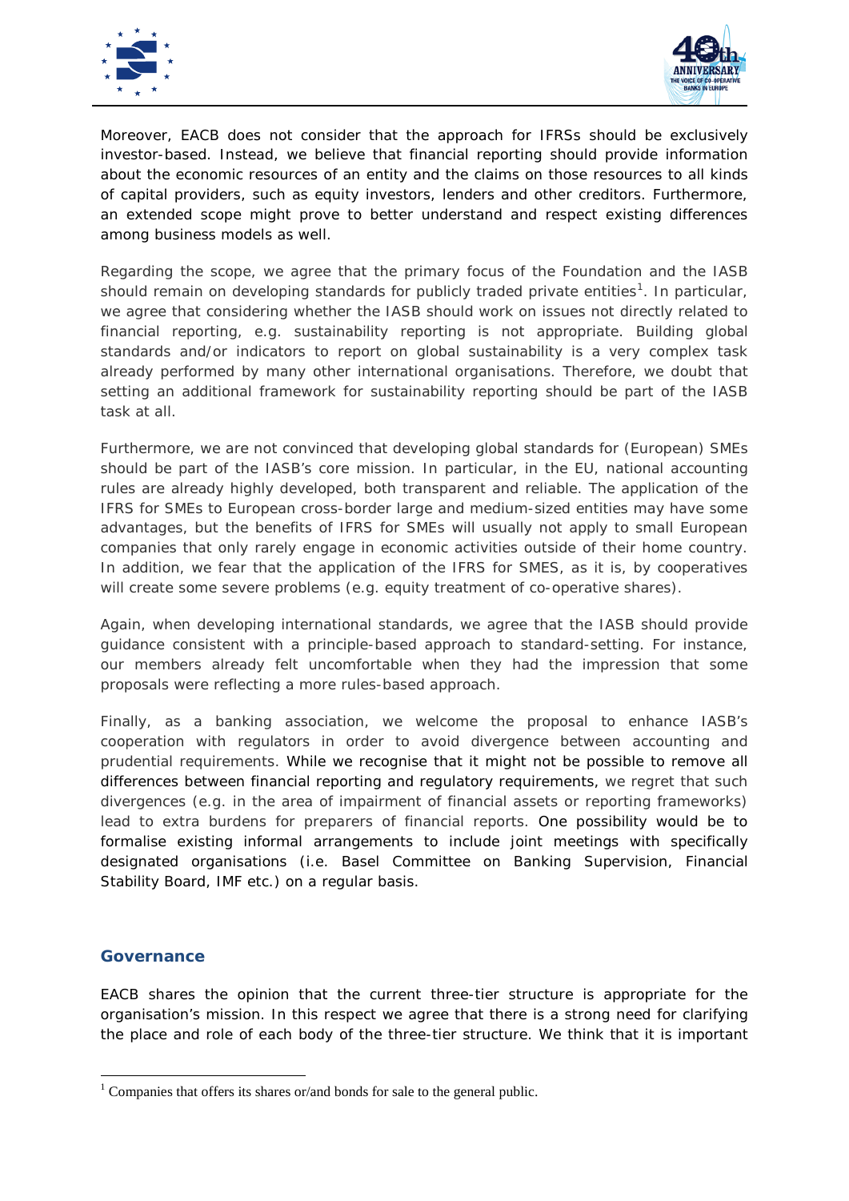Moreover, EACB does not consider that the approach for IFRSs should be exclusively investor-based. Instead, we believe that financial reporting should provide information about the economic resources of an entity and the claims on those resources to all kinds of capital providers, such as equity investors, lenders and other creditors. Furthermore, an extended scope might prove to better understand and respect existing differences among business models as well.

Regarding the scope, we agree that the primary focus of the Foundation and the IASB should remain on developing standards for publicly traded private entities[1]. In particular, we agree that considering whether the IASB should work on issues not directly related to financial reporting, e.g. sustainability reporting is not appropriate. Building global standards and/or indicators to report on global sustainability is a very complex task already performed by many other international organisations. Therefore, we doubt that setting an additional framework for sustainability reporting should be part of the IASB task at all.

Furthermore, we are not convinced that developing global standards for (European) SMEs should be part of the IASB's core mission. In particular, in the EU, national accounting rules are already highly developed, both transparent and reliable. The application of the IFRS for SMEs to European cross-border large and medium-sized entities may have some advantages, but the benefits of IFRS for SMEs will usually not apply to small European companies that only rarely engage in economic activities outside of their home country. In addition, we fear that the application of the IFRS for SMES, as it is, by cooperatives will create some severe problems (e.g. equity treatment of co-operative shares).

Again, when developing international standards, we agree that the IASB should provide guidance consistent with a principle-based approach to standard-setting. For instance, our members already felt uncomfortable when they had the impression that some proposals were reflecting a more rules-based approach.

Finally, as a banking association, we welcome the proposal to enhance IASB's cooperation with regulators in order to avoid divergence between accounting and prudential requirements. While we recognise that it might not be possible to remove all differences between financial reporting and regulatory requirements, we regret that such divergences (e.g. in the area of impairment of financial assets or reporting frameworks) lead to extra burdens for preparers of financial reports. One possibility would be to formalise existing informal arrangements to include joint meetings with specifically designated organisations (i.e. Basel Committee on Banking Supervision, Financial Stability Board, IMF etc.) on a regular basis.

## Governance

EACB shares the opinion that the current three-tier structure is appropriate for the organisation's mission. In this respect we agree that there is a strong need for clarifying the place and role of each body of the three-tier structure. We think that it is important

[1] Companies that offers its shares or/and bonds for sale to the general public.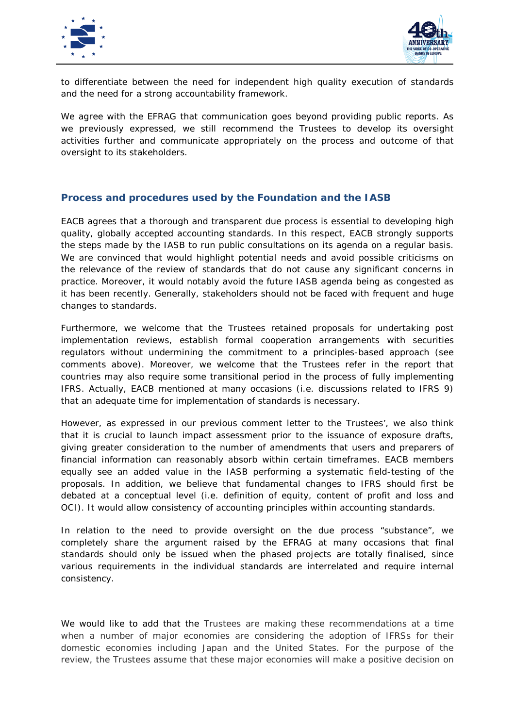to differentiate between the need for independent high quality execution of standards and the need for a strong accountability framework.

We agree with the EFRAG that communication goes beyond providing public reports. As we previously expressed, we still recommend the Trustees to develop its oversight activities further and communicate appropriately on the process and outcome of that oversight to its stakeholders.

## Process and procedures used by the Foundation and the IASB

EACB agrees that a thorough and transparent due process is essential to developing high quality, globally accepted accounting standards. In this respect, EACB strongly supports the steps made by the IASB to run public consultations on its agenda on a regular basis. We are convinced that would highlight potential needs and avoid possible criticisms on the relevance of the review of standards that do not cause any significant concerns in practice. Moreover, it would notably avoid the future IASB agenda being as congested as it has been recently. Generally, stakeholders should not be faced with frequent and huge changes to standards.

Furthermore, we welcome that the Trustees retained proposals for undertaking post implementation reviews, establish formal cooperation arrangements with securities regulators without undermining the commitment to a principles-based approach (see comments above). Moreover, we welcome that the Trustees refer in the report that countries may also require some transitional period in the process of fully implementing IFRS. Actually, EACB mentioned at many occasions (i.e. discussions related to IFRS 9) that an adequate time for implementation of standards is necessary.

However, as expressed in our previous comment letter to the Trustees', we also think that it is crucial to launch impact assessment prior to the issuance of exposure drafts, giving greater consideration to the number of amendments that users and preparers of financial information can reasonably absorb within certain timeframes. EACB members equally see an added value in the IASB performing a systematic field-testing of the proposals. In addition, we believe that fundamental changes to IFRS should first be debated at a conceptual level (i.e. definition of equity, content of profit and loss and OCI). It would allow consistency of accounting principles within accounting standards.

In relation to the need to provide oversight on the due process "substance", we completely share the argument raised by the EFRAG at many occasions that final standards should only be issued when the phased projects are totally finalised, since various requirements in the individual standards are interrelated and require internal consistency.

We would like to add that the Trustees are making these recommendations at a time when a number of major economies are considering the adoption of IFRSs for their domestic economies including Japan and the United States. For the purpose of the review, the Trustees assume that these major economies will make a positive decision on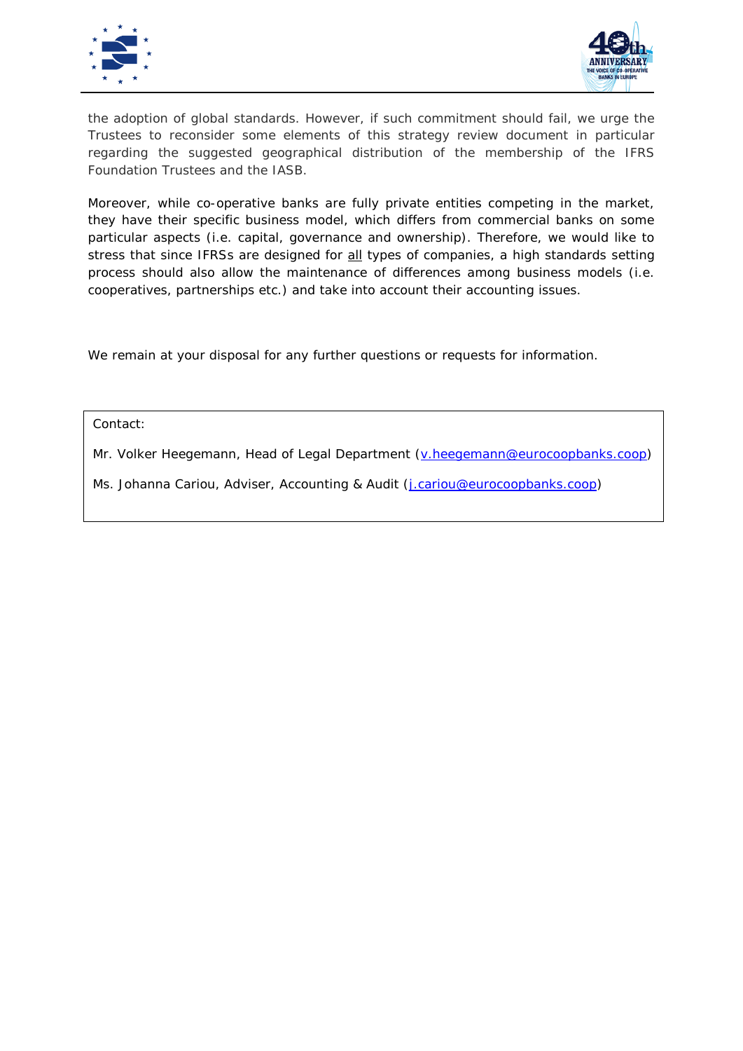the adoption of global standards. However, if such commitment should fail, we urge the Trustees to reconsider some elements of this strategy review document in particular regarding the suggested geographical distribution of the membership of the IFRS Foundation Trustees and the IASB.

Moreover, while co-operative banks are fully private entities competing in the market, they have their specific business model, which differs from commercial banks on some particular aspects (i.e. capital, governance and ownership). Therefore, we would like to stress that since IFRSs are designed for <u>all</u> types of companies, a high standards setting process should also allow the maintenance of differences among business models (i.e. cooperatives, partnerships etc.) and take into account their accounting issues.

We remain at your disposal for any further questions or requests for information.

Contact:

Mr. Volker Heegemann, Head of Legal Department (v.heegemann@eurocoopbanks.coop)

Ms. Johanna Cariou, Adviser, Accounting & Audit (j.cariou@eurocoopbanks.coop)